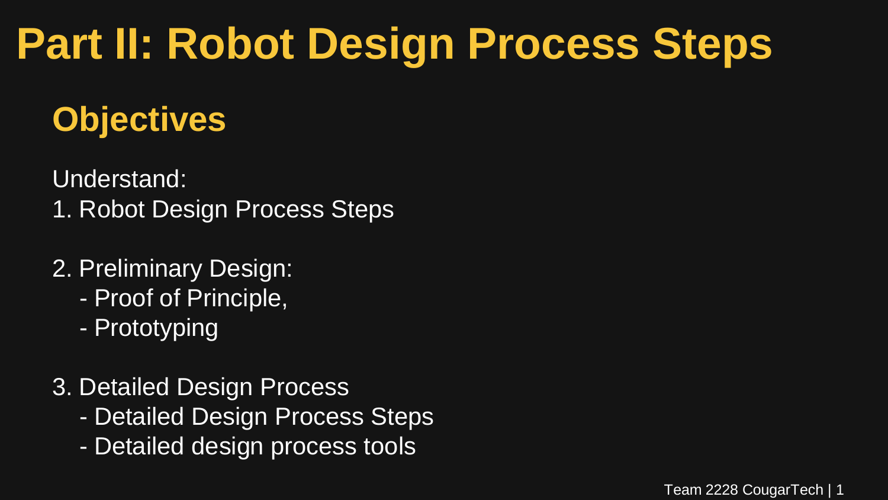# Part II: Robot Design Process Steps

## Objectives

Understand:

1. Robot Design Process Steps

2. Preliminary Design:
   - Proof of Principle,
   - Prototyping

3. Detailed Design Process
   - Detailed Design Process Steps
   - Detailed design process tools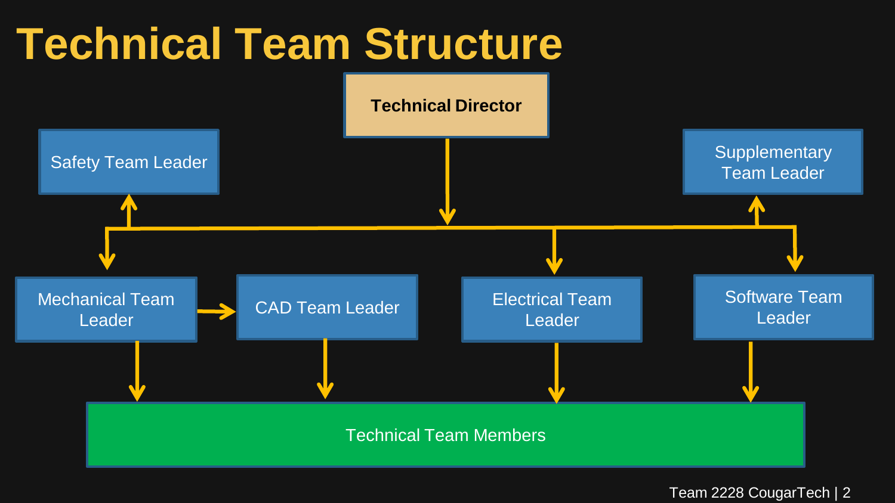# Technical Team Structure

Technical Director

Safety Team Leader

Supplementary Team Leader

Mechanical Team Leader

CAD Team Leader

Electrical Team Leader

Software Team Leader

Technical Team Members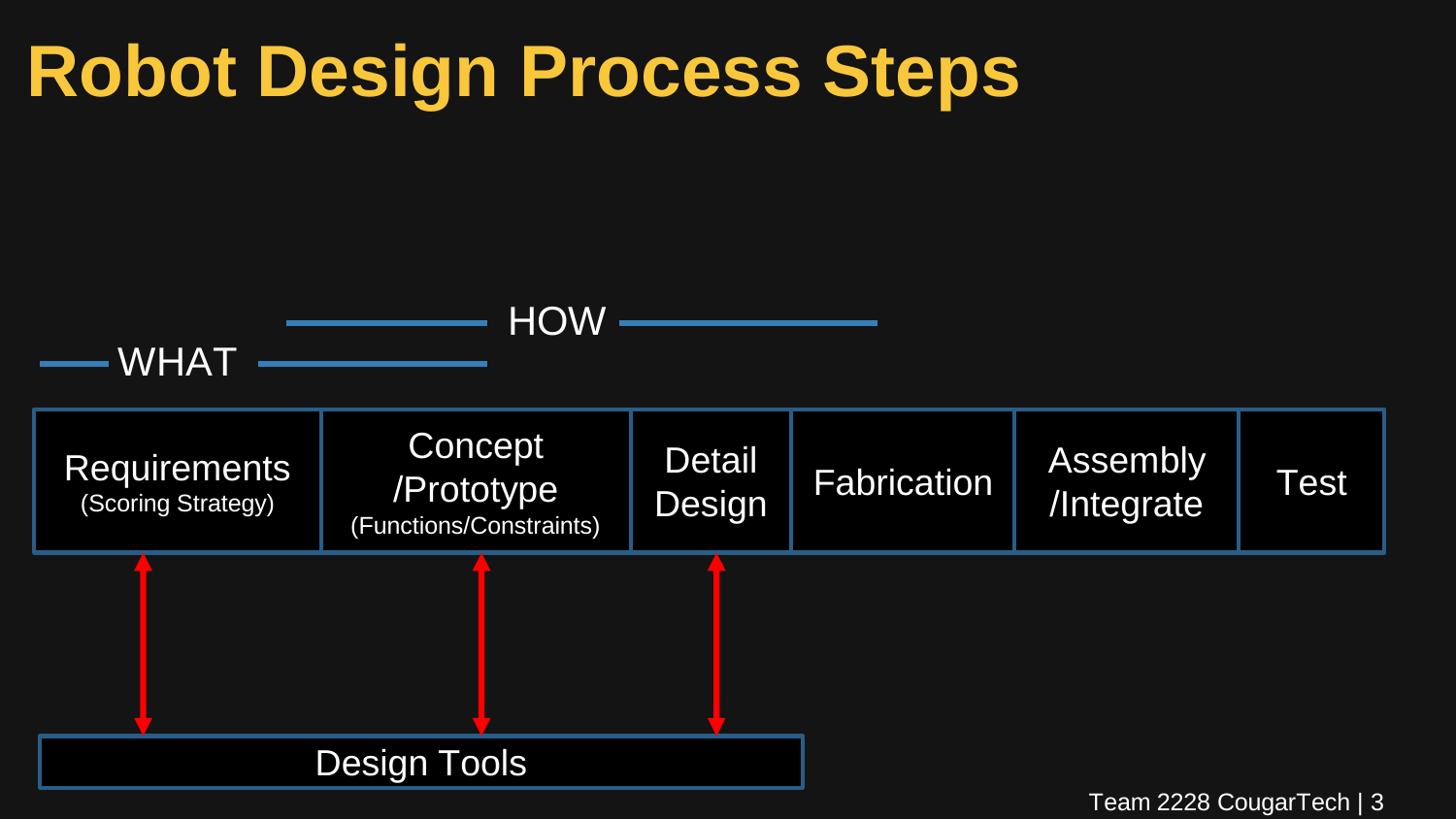# Robot Design Process Steps

WHAT | HOW

| Requirements (Scoring Strategy) | Concept /Prototype (Functions/Constraints) | Detail Design | Fabrication | Assembly /Integrate | Test |
|---|---|---|---|---|---|

Design Tools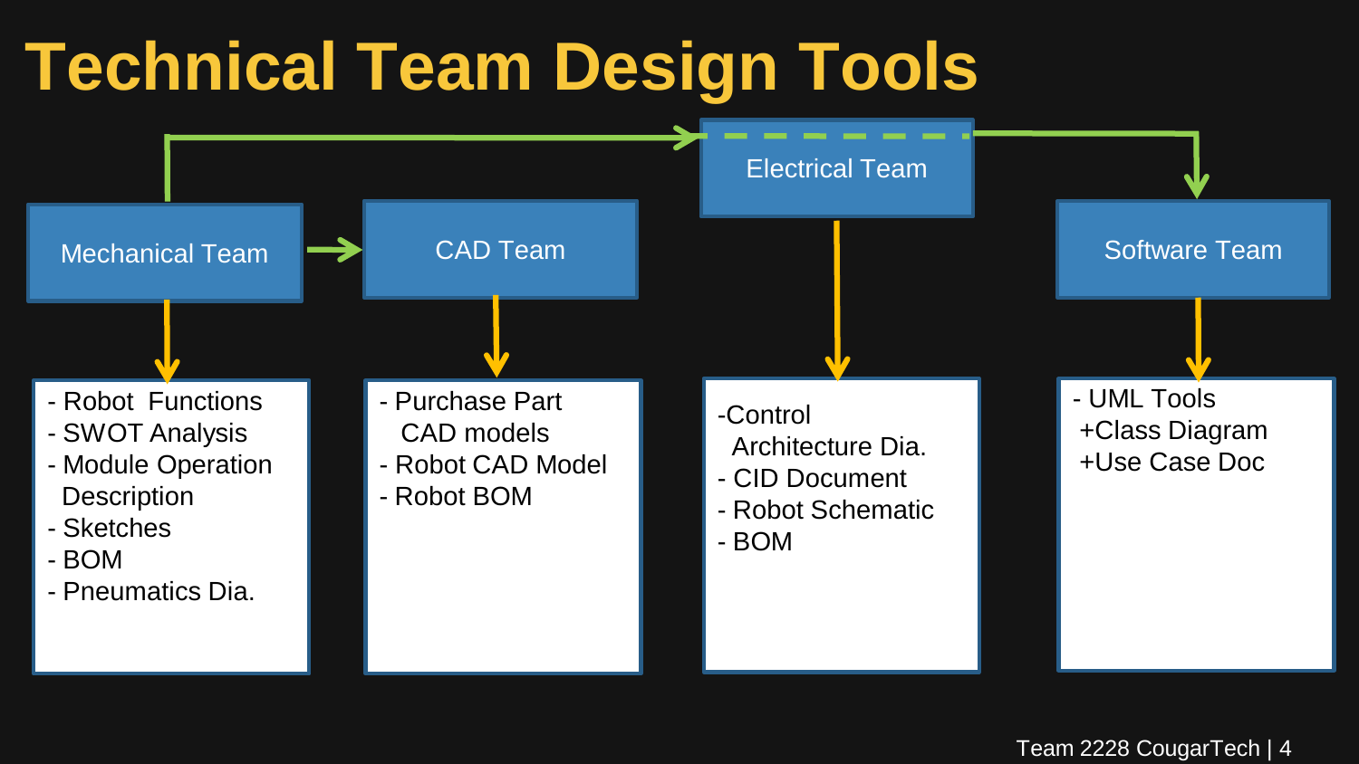# Technical Team Design Tools

### Mechanical Team

- Robot Functions
- SWOT Analysis
- Module Operation Description
- Sketches
- BOM
- Pneumatics Dia.

### CAD Team

- Purchase Part CAD models
- Robot CAD Model
- Robot BOM

### Electrical Team

- Control Architecture Dia.
- CID Document
- Robot Schematic
- BOM

### Software Team

- UML Tools
  - +Class Diagram
  - +Use Case Doc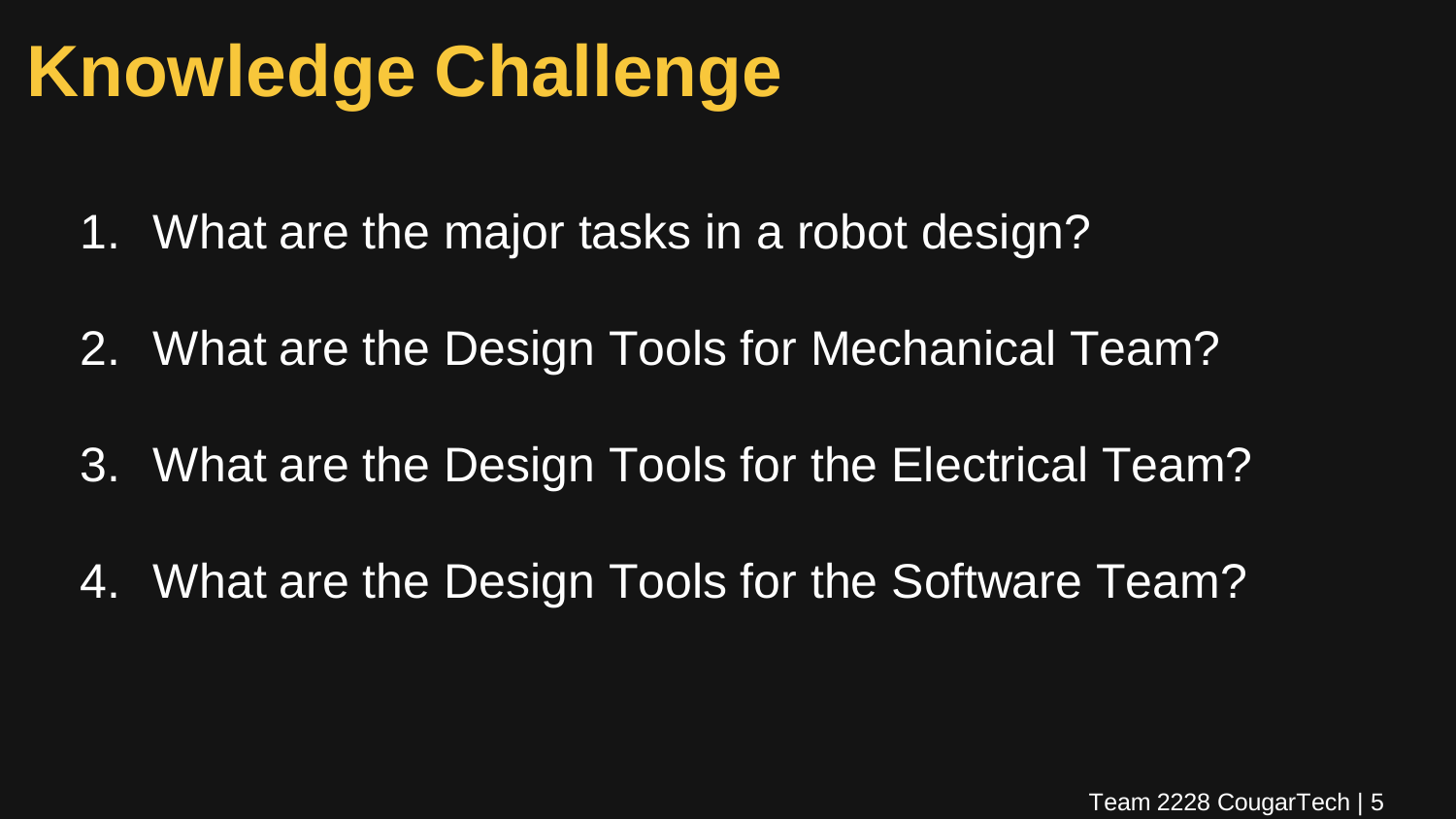# Knowledge Challenge

1. What are the major tasks in a robot design?
2. What are the Design Tools for Mechanical Team?
3. What are the Design Tools for the Electrical Team?
4. What are the Design Tools for the Software Team?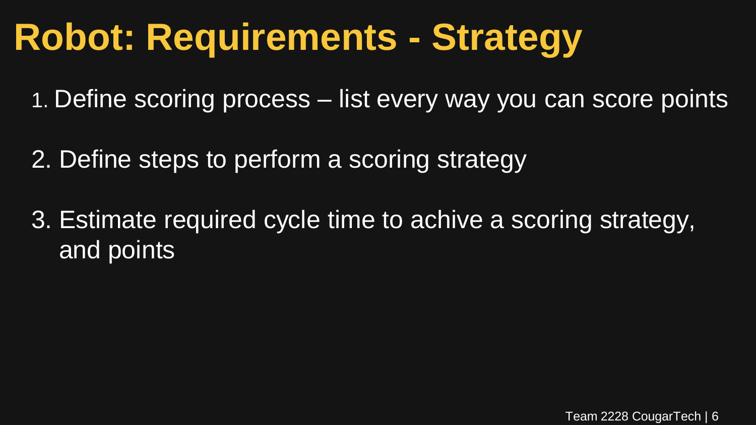# Robot: Requirements - Strategy

1. Define scoring process – list every way you can score points

2. Define steps to perform a scoring strategy

3. Estimate required cycle time to achive a scoring strategy, and points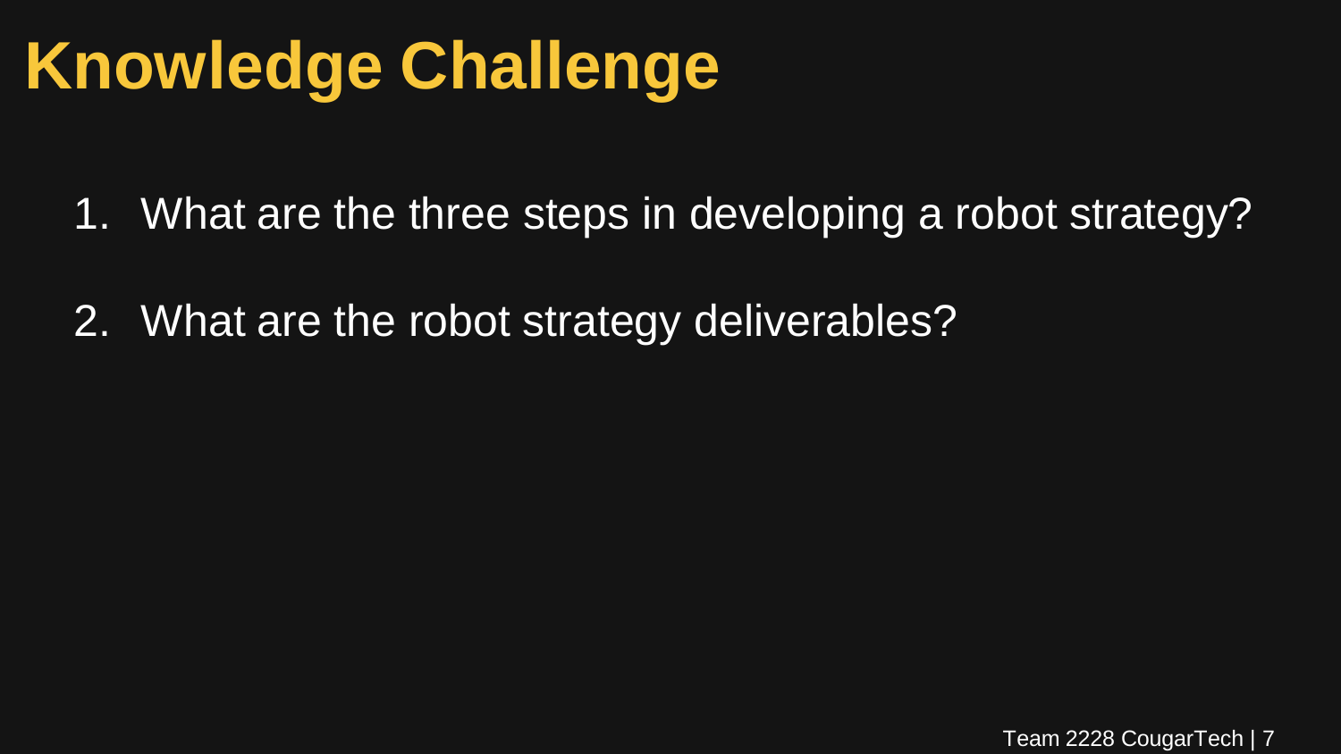# Knowledge Challenge

1. What are the three steps in developing a robot strategy?
2. What are the robot strategy deliverables?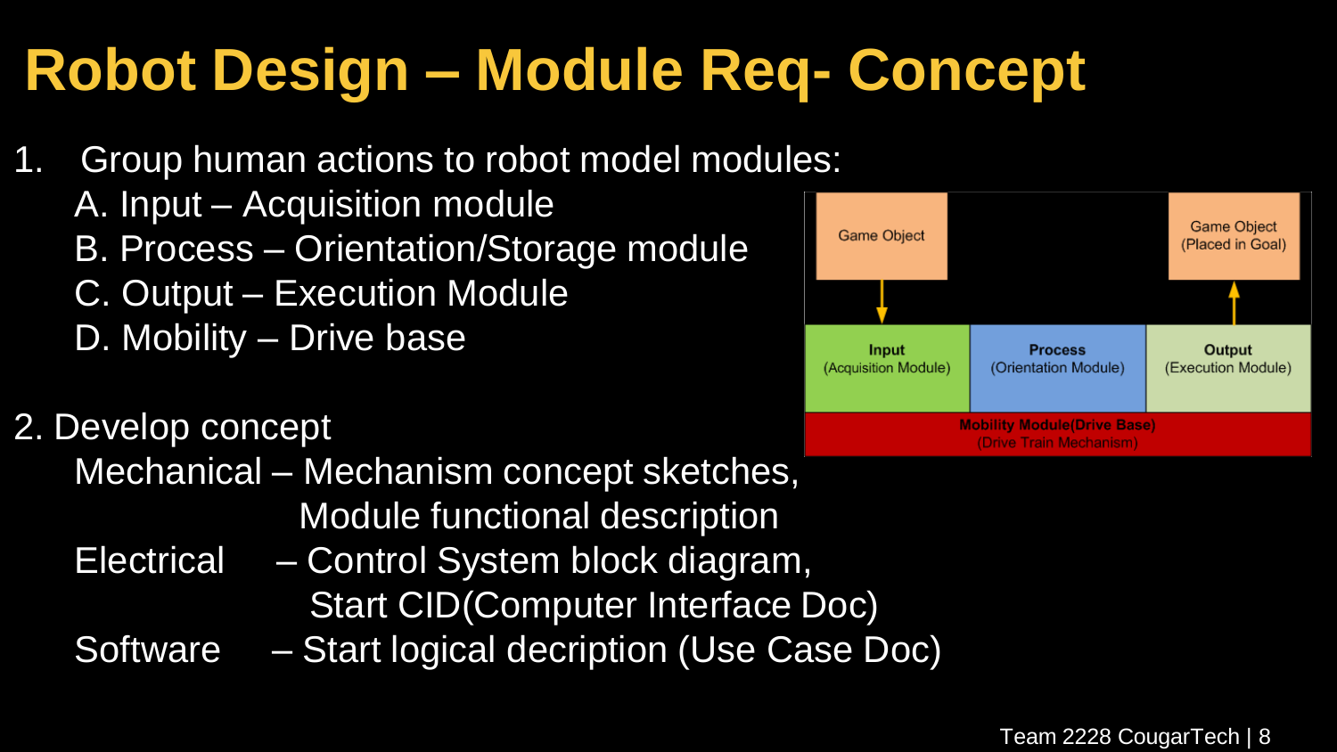# Robot Design – Module Req- Concept

1. Group human actions to robot model modules:
   - A. Input – Acquisition module
   - B. Process – Orientation/Storage module
   - C. Output – Execution Module
   - D. Mobility – Drive base

Game Object → Input (Acquisition Module) | Process (Orientation Module) | Output (Execution Module) → Game Object (Placed in Goal)

Mobility Module(Drive Base) (Drive Train Mechanism)

2. Develop concept
   - Mechanical – Mechanism concept sketches, Module functional description
   - Electrical – Control System block diagram, Start CID(Computer Interface Doc)
   - Software – Start logical decription (Use Case Doc)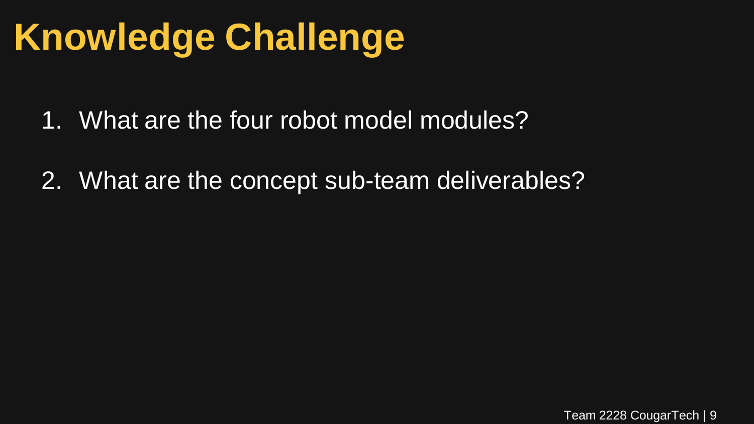# Knowledge Challenge

1. What are the four robot model modules?

2. What are the concept sub-team deliverables?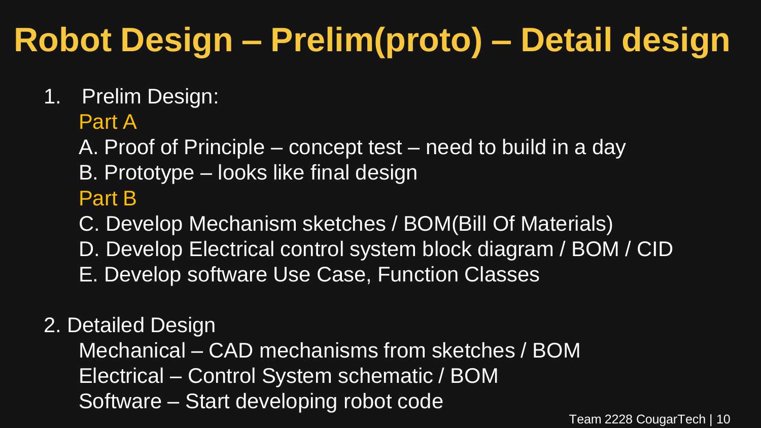# Robot Design – Prelim(proto) – Detail design

1. Prelim Design:

   Part A

   A. Proof of Principle – concept test – need to build in a day

   B. Prototype – looks like final design

   Part B

   C. Develop Mechanism sketches / BOM(Bill Of Materials)

   D. Develop Electrical control system block diagram / BOM / CID

   E. Develop software Use Case, Function Classes

2. Detailed Design

   Mechanical – CAD mechanisms from sketches / BOM

   Electrical – Control System schematic / BOM

   Software – Start developing robot code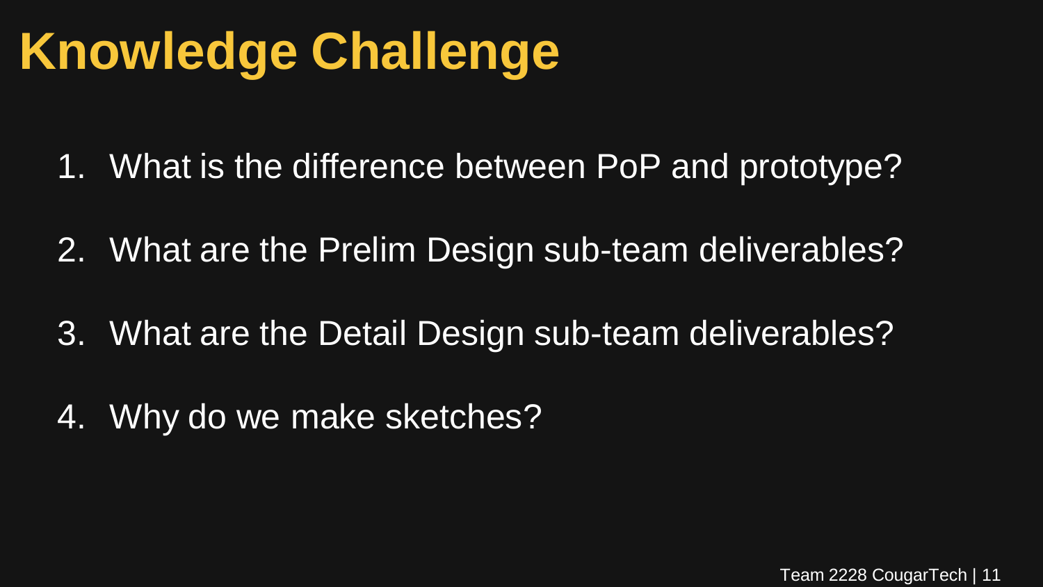# Knowledge Challenge

1. What is the difference between PoP and prototype?
2. What are the Prelim Design sub-team deliverables?
3. What are the Detail Design sub-team deliverables?
4. Why do we make sketches?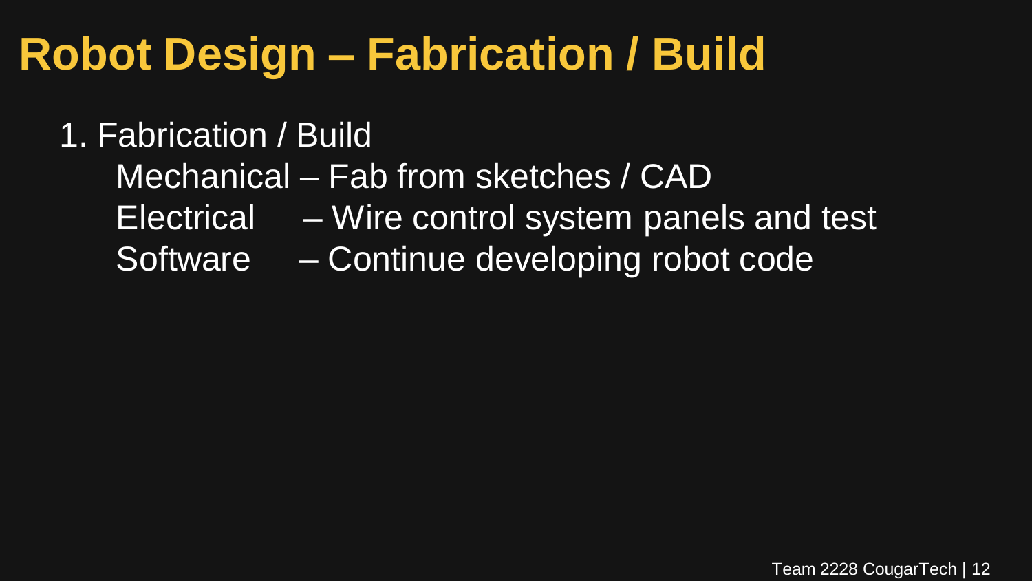# Robot Design – Fabrication / Build

1. Fabrication / Build
   - Mechanical – Fab from sketches / CAD
   - Electrical – Wire control system panels and test
   - Software – Continue developing robot code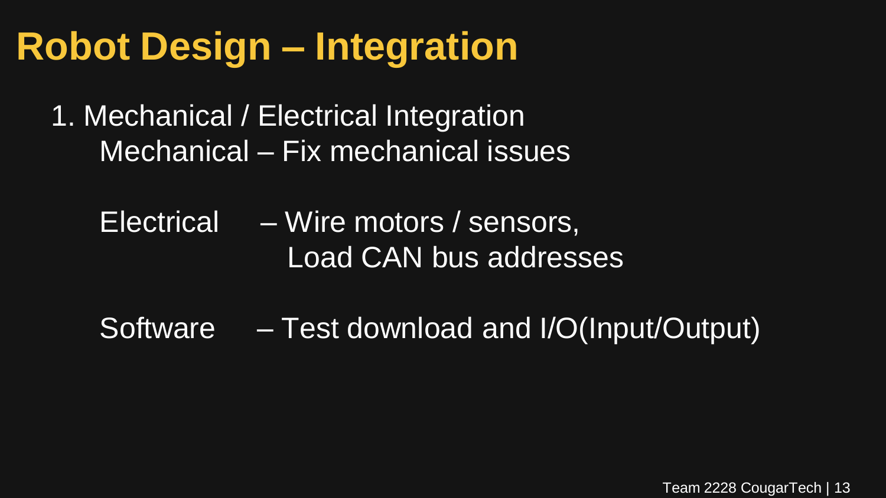# Robot Design – Integration

1. Mechanical / Electrical Integration
   - Mechanical – Fix mechanical issues
   - Electrical – Wire motors / sensors, Load CAN bus addresses
   - Software – Test download and I/O(Input/Output)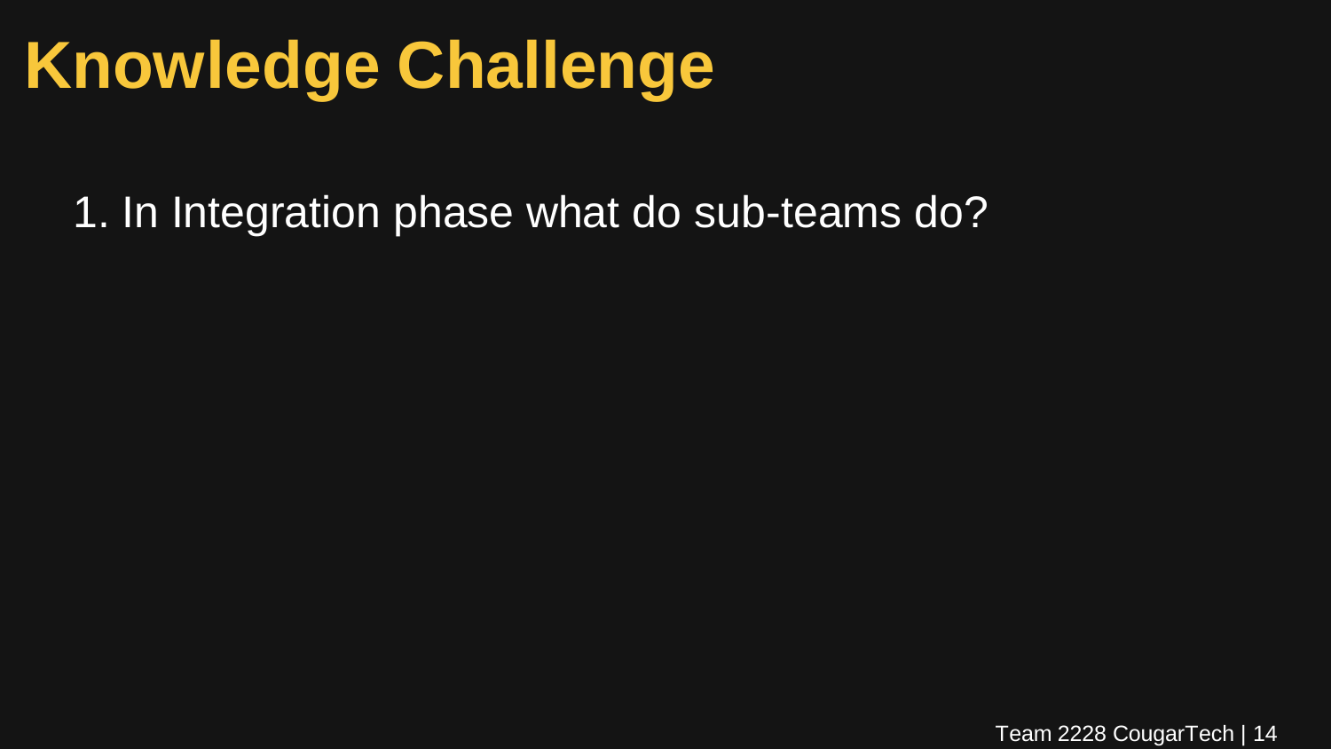# Knowledge Challenge

1. In Integration phase what do sub-teams do?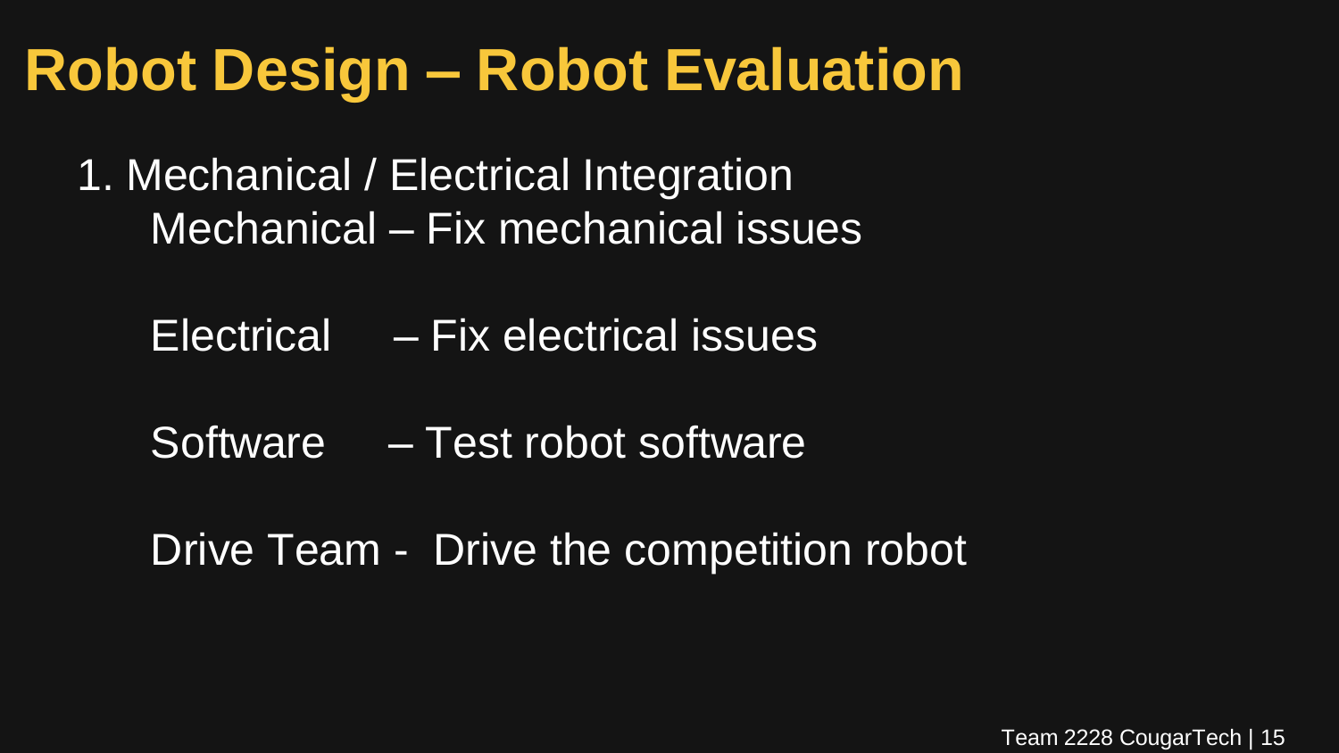# Robot Design – Robot Evaluation

1. Mechanical / Electrical Integration

   Mechanical – Fix mechanical issues

   Electrical – Fix electrical issues

   Software – Test robot software

   Drive Team - Drive the competition robot